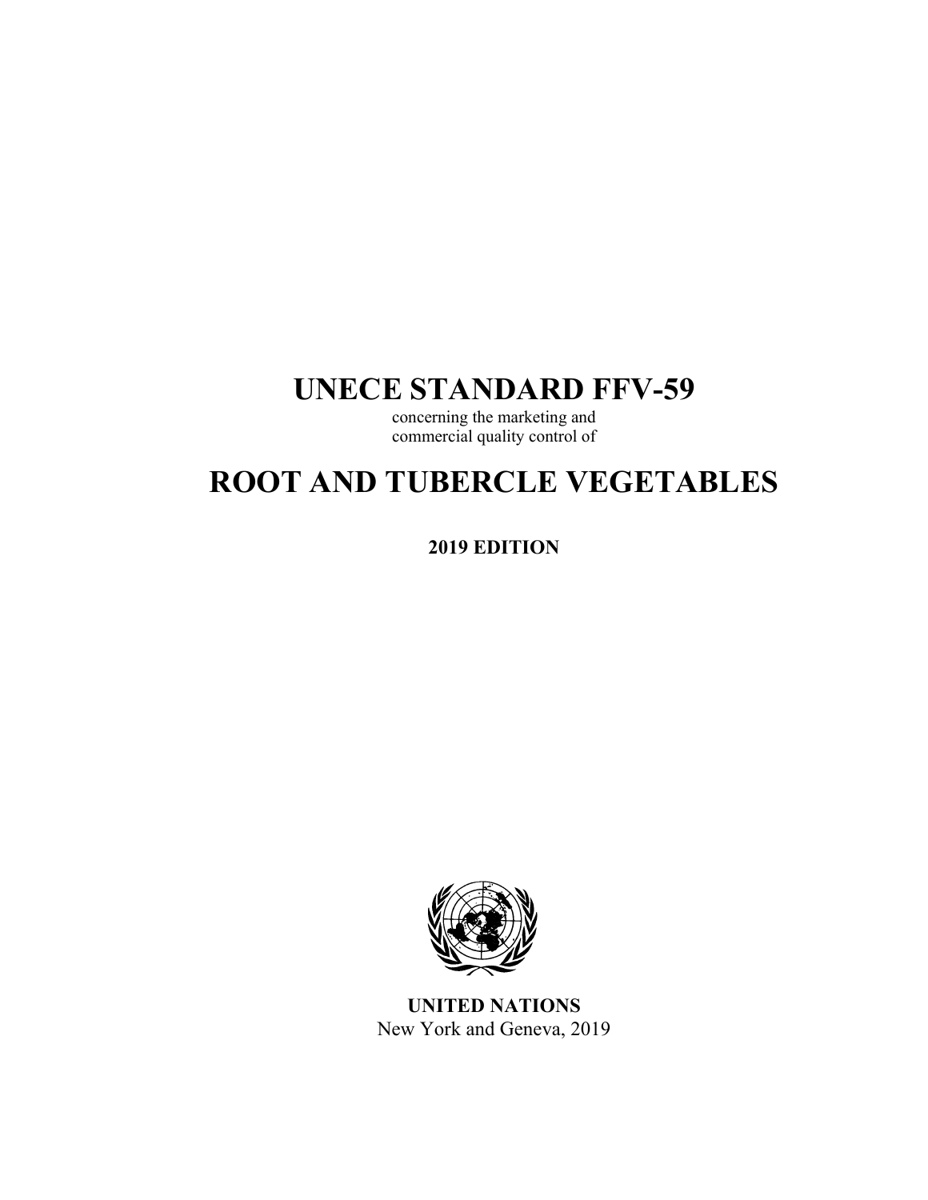# UNECE STANDARD FFV-59

concerning the marketing and commercial quality control of

# ROOT AND TUBERCLE VEGETABLES

**2019 EDITION**

**UNITED NATIONS**
New York and Geneva, 2019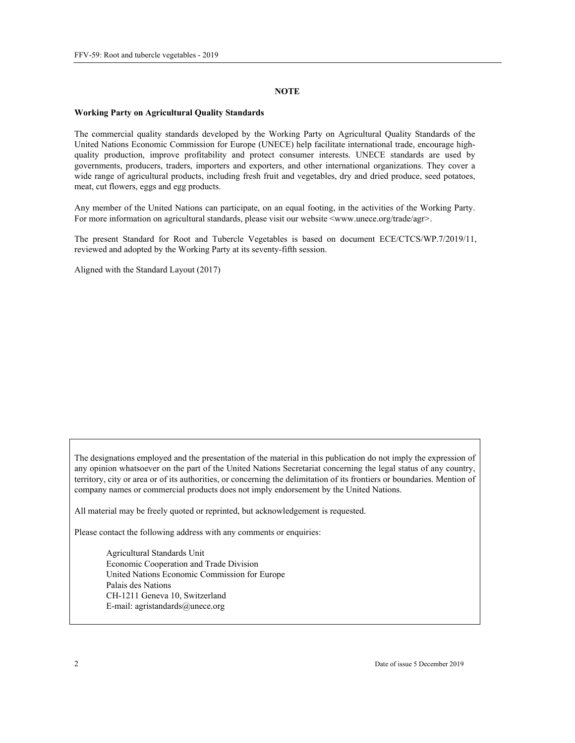## NOTE

**Working Party on Agricultural Quality Standards**

The commercial quality standards developed by the Working Party on Agricultural Quality Standards of the United Nations Economic Commission for Europe (UNECE) help facilitate international trade, encourage high-quality production, improve profitability and protect consumer interests. UNECE standards are used by governments, producers, traders, importers and exporters, and other international organizations. They cover a wide range of agricultural products, including fresh fruit and vegetables, dry and dried produce, seed potatoes, meat, cut flowers, eggs and egg products.

Any member of the United Nations can participate, on an equal footing, in the activities of the Working Party. For more information on agricultural standards, please visit our website <www.unece.org/trade/agr>.

The present Standard for Root and Tubercle Vegetables is based on document ECE/CTCS/WP.7/2019/11, reviewed and adopted by the Working Party at its seventy-fifth session.

Aligned with the Standard Layout (2017)

The designations employed and the presentation of the material in this publication do not imply the expression of any opinion whatsoever on the part of the United Nations Secretariat concerning the legal status of any country, territory, city or area or of its authorities, or concerning the delimitation of its frontiers or boundaries. Mention of company names or commercial products does not imply endorsement by the United Nations.

All material may be freely quoted or reprinted, but acknowledgement is requested.

Please contact the following address with any comments or enquiries:

Agricultural Standards Unit
Economic Cooperation and Trade Division
United Nations Economic Commission for Europe
Palais des Nations
CH-1211 Geneva 10, Switzerland
E-mail: agristandards@unece.org

Date of issue 5 December 2019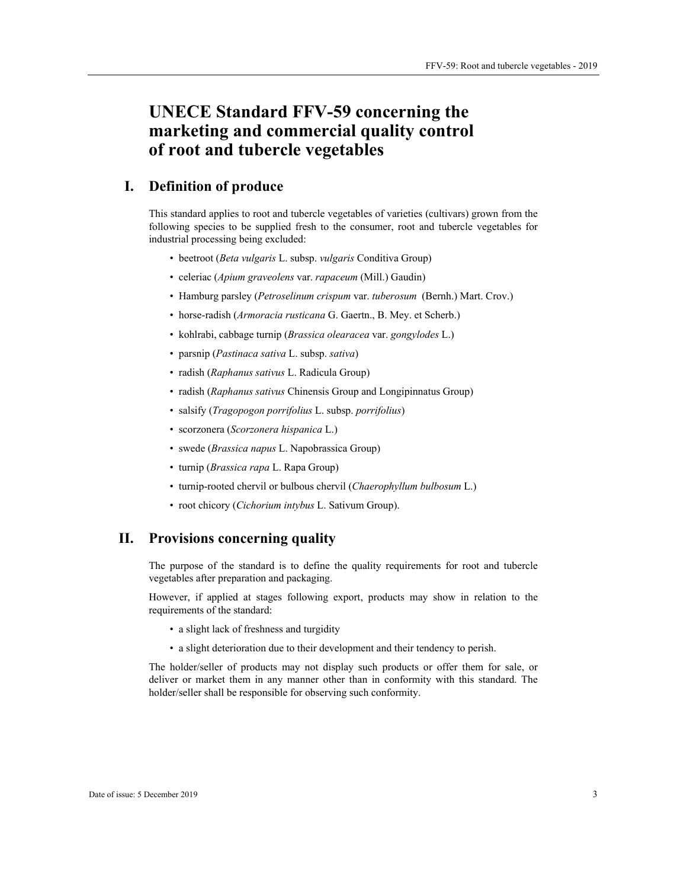# UNECE Standard FFV-59 concerning the marketing and commercial quality control of root and tubercle vegetables

## I. Definition of produce

This standard applies to root and tubercle vegetables of varieties (cultivars) grown from the following species to be supplied fresh to the consumer, root and tubercle vegetables for industrial processing being excluded:

- beetroot (*Beta vulgaris* L. subsp. *vulgaris* Conditiva Group)
- celeriac (*Apium graveolens* var. *rapaceum* (Mill.) Gaudin)
- Hamburg parsley (*Petroselinum crispum* var. *tuberosum* (Bernh.) Mart. Crov.)
- horse-radish (*Armoracia rusticana* G. Gaertn., B. Mey. et Scherb.)
- kohlrabi, cabbage turnip (*Brassica olearacea* var. *gongylodes* L.)
- parsnip (*Pastinaca sativa* L. subsp. *sativa*)
- radish (*Raphanus sativus* L. Radicula Group)
- radish (*Raphanus sativus* Chinensis Group and Longipinnatus Group)
- salsify (*Tragopogon porrifolius* L. subsp. *porrifolius*)
- scorzonera (*Scorzonera hispanica* L.)
- swede (*Brassica napus* L. Napobrassica Group)
- turnip (*Brassica rapa* L. Rapa Group)
- turnip-rooted chervil or bulbous chervil (*Chaerophyllum bulbosum* L.)
- root chicory (*Cichorium intybus* L. Sativum Group).

## II. Provisions concerning quality

The purpose of the standard is to define the quality requirements for root and tubercle vegetables after preparation and packaging.

However, if applied at stages following export, products may show in relation to the requirements of the standard:

- a slight lack of freshness and turgidity
- a slight deterioration due to their development and their tendency to perish.

The holder/seller of products may not display such products or offer them for sale, or deliver or market them in any manner other than in conformity with this standard. The holder/seller shall be responsible for observing such conformity.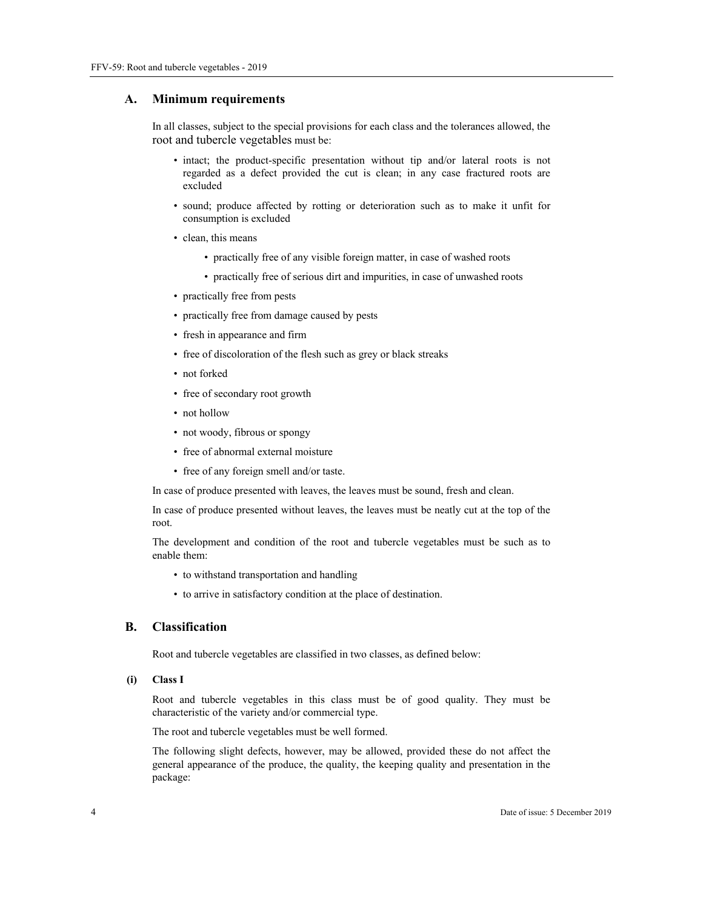## A. Minimum requirements

In all classes, subject to the special provisions for each class and the tolerances allowed, the root and tubercle vegetables must be:

- intact; the product-specific presentation without tip and/or lateral roots is not regarded as a defect provided the cut is clean; in any case fractured roots are excluded
- sound; produce affected by rotting or deterioration such as to make it unfit for consumption is excluded
- clean, this means
  - practically free of any visible foreign matter, in case of washed roots
  - practically free of serious dirt and impurities, in case of unwashed roots
- practically free from pests
- practically free from damage caused by pests
- fresh in appearance and firm
- free of discoloration of the flesh such as grey or black streaks
- not forked
- free of secondary root growth
- not hollow
- not woody, fibrous or spongy
- free of abnormal external moisture
- free of any foreign smell and/or taste.

In case of produce presented with leaves, the leaves must be sound, fresh and clean.

In case of produce presented without leaves, the leaves must be neatly cut at the top of the root.

The development and condition of the root and tubercle vegetables must be such as to enable them:

- to withstand transportation and handling
- to arrive in satisfactory condition at the place of destination.

## B. Classification

Root and tubercle vegetables are classified in two classes, as defined below:

### (i) Class I

Root and tubercle vegetables in this class must be of good quality. They must be characteristic of the variety and/or commercial type.

The root and tubercle vegetables must be well formed.

The following slight defects, however, may be allowed, provided these do not affect the general appearance of the produce, the quality, the keeping quality and presentation in the package: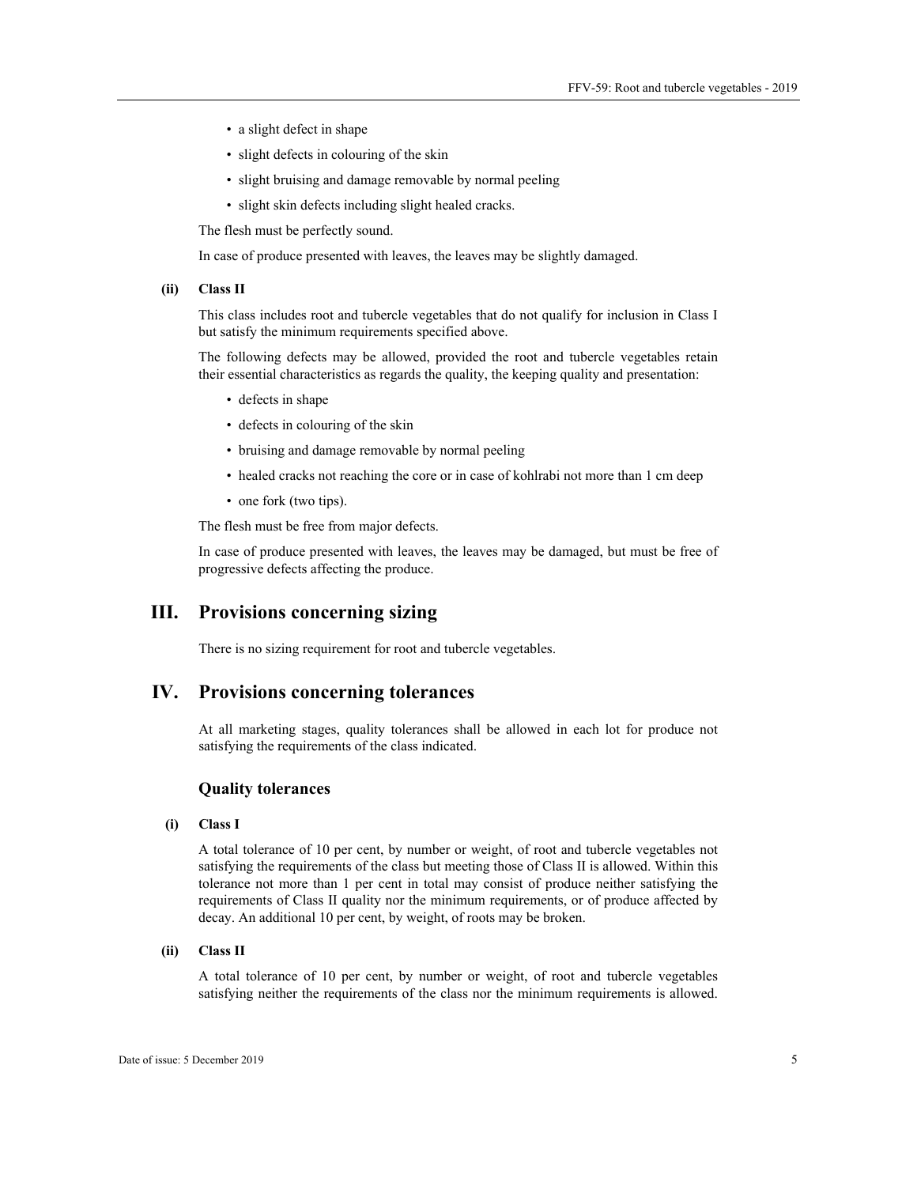- a slight defect in shape
- slight defects in colouring of the skin
- slight bruising and damage removable by normal peeling
- slight skin defects including slight healed cracks.

The flesh must be perfectly sound.

In case of produce presented with leaves, the leaves may be slightly damaged.

**(ii) Class II**

This class includes root and tubercle vegetables that do not qualify for inclusion in Class I but satisfy the minimum requirements specified above.

The following defects may be allowed, provided the root and tubercle vegetables retain their essential characteristics as regards the quality, the keeping quality and presentation:

- defects in shape
- defects in colouring of the skin
- bruising and damage removable by normal peeling
- healed cracks not reaching the core or in case of kohlrabi not more than 1 cm deep
- one fork (two tips).

The flesh must be free from major defects.

In case of produce presented with leaves, the leaves may be damaged, but must be free of progressive defects affecting the produce.

# III. Provisions concerning sizing

There is no sizing requirement for root and tubercle vegetables.

# IV. Provisions concerning tolerances

At all marketing stages, quality tolerances shall be allowed in each lot for produce not satisfying the requirements of the class indicated.

### Quality tolerances

**(i) Class I**

A total tolerance of 10 per cent, by number or weight, of root and tubercle vegetables not satisfying the requirements of the class but meeting those of Class II is allowed. Within this tolerance not more than 1 per cent in total may consist of produce neither satisfying the requirements of Class II quality nor the minimum requirements, or of produce affected by decay. An additional 10 per cent, by weight, of roots may be broken.

**(ii) Class II**

A total tolerance of 10 per cent, by number or weight, of root and tubercle vegetables satisfying neither the requirements of the class nor the minimum requirements is allowed.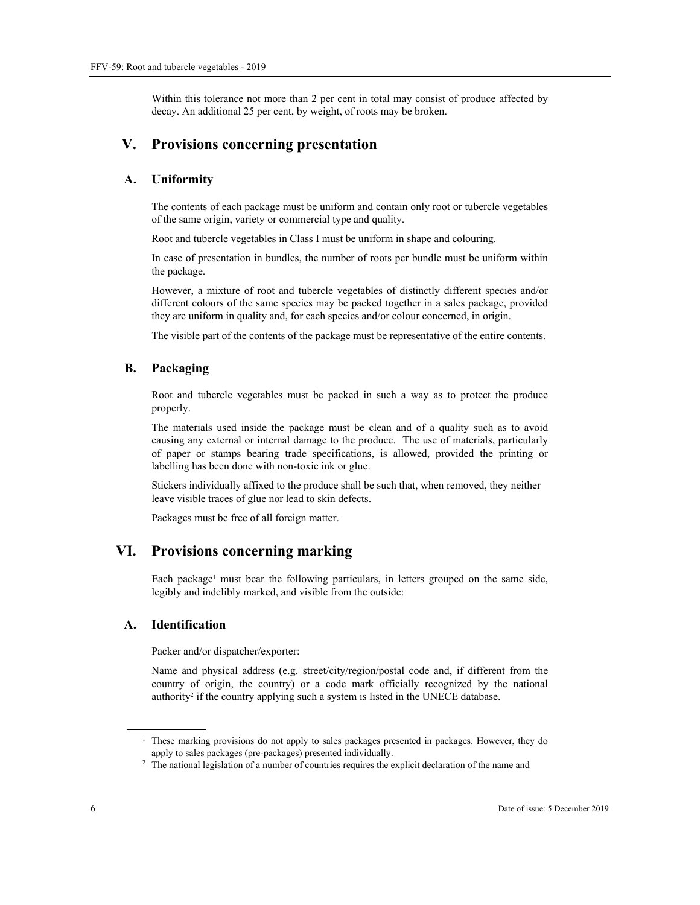Within this tolerance not more than 2 per cent in total may consist of produce affected by decay. An additional 25 per cent, by weight, of roots may be broken.

# V. Provisions concerning presentation

## A. Uniformity

The contents of each package must be uniform and contain only root or tubercle vegetables of the same origin, variety or commercial type and quality.

Root and tubercle vegetables in Class I must be uniform in shape and colouring.

In case of presentation in bundles, the number of roots per bundle must be uniform within the package.

However, a mixture of root and tubercle vegetables of distinctly different species and/or different colours of the same species may be packed together in a sales package, provided they are uniform in quality and, for each species and/or colour concerned, in origin.

The visible part of the contents of the package must be representative of the entire contents.

## B. Packaging

Root and tubercle vegetables must be packed in such a way as to protect the produce properly.

The materials used inside the package must be clean and of a quality such as to avoid causing any external or internal damage to the produce. The use of materials, particularly of paper or stamps bearing trade specifications, is allowed, provided the printing or labelling has been done with non-toxic ink or glue.

Stickers individually affixed to the produce shall be such that, when removed, they neither leave visible traces of glue nor lead to skin defects.

Packages must be free of all foreign matter.

# VI. Provisions concerning marking

Each package[1] must bear the following particulars, in letters grouped on the same side, legibly and indelibly marked, and visible from the outside:

## A. Identification

Packer and/or dispatcher/exporter:

Name and physical address (e.g. street/city/region/postal code and, if different from the country of origin, the country) or a code mark officially recognized by the national authority[2] if the country applying such a system is listed in the UNECE database.

---

[1] These marking provisions do not apply to sales packages presented in packages. However, they do apply to sales packages (pre-packages) presented individually.

[2] The national legislation of a number of countries requires the explicit declaration of the name and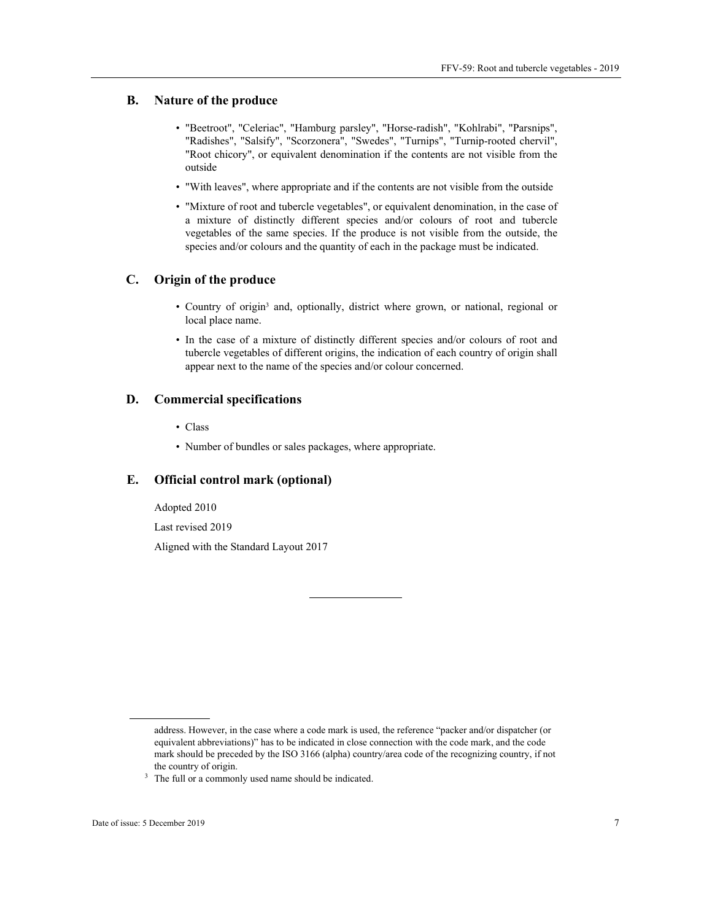### B. Nature of the produce

- "Beetroot", "Celeriac", "Hamburg parsley", "Horse-radish", "Kohlrabi", "Parsnips", "Radishes", "Salsify", "Scorzonera", "Swedes", "Turnips", "Turnip-rooted chervil", "Root chicory", or equivalent denomination if the contents are not visible from the outside
- "With leaves", where appropriate and if the contents are not visible from the outside
- "Mixture of root and tubercle vegetables", or equivalent denomination, in the case of a mixture of distinctly different species and/or colours of root and tubercle vegetables of the same species. If the produce is not visible from the outside, the species and/or colours and the quantity of each in the package must be indicated.

### C. Origin of the produce

- Country of origin[3] and, optionally, district where grown, or national, regional or local place name.
- In the case of a mixture of distinctly different species and/or colours of root and tubercle vegetables of different origins, the indication of each country of origin shall appear next to the name of the species and/or colour concerned.

### D. Commercial specifications

- Class
- Number of bundles or sales packages, where appropriate.

### E. Official control mark (optional)

Adopted 2010

Last revised 2019

Aligned with the Standard Layout 2017

---

address. However, in the case where a code mark is used, the reference "packer and/or dispatcher (or equivalent abbreviations)" has to be indicated in close connection with the code mark, and the code mark should be preceded by the ISO 3166 (alpha) country/area code of the recognizing country, if not the country of origin.

[3] The full or a commonly used name should be indicated.